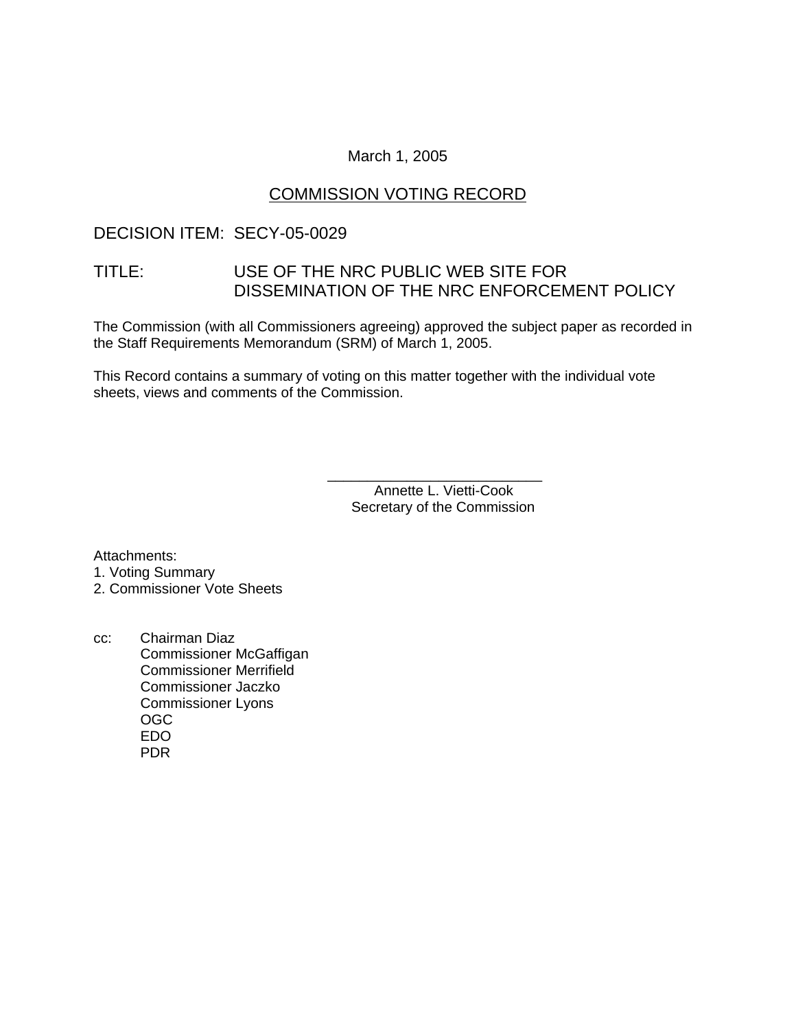March 1, 2005

# COMMISSION VOTING RECORD

DECISION ITEM: SECY-05-0029

TITLE: USE OF THE NRC PUBLIC WEB SITE FOR DISSEMINATION OF THE NRC ENFORCEMENT POLICY

The Commission (with all Commissioners agreeing) approved the subject paper as recorded in the Staff Requirements Memorandum (SRM) of March 1, 2005.

This Record contains a summary of voting on this matter together with the individual vote sheets, views and comments of the Commission.

\_\_\_\_\_\_\_\_\_\_\_\_\_\_\_\_\_\_\_\_\_\_\_\_\_\_\_
Annette L. Vietti-Cook
Secretary of the Commission

Attachments:
1. Voting Summary
2. Commissioner Vote Sheets

cc: Chairman Diaz
Commissioner McGaffigan
Commissioner Merrifield
Commissioner Jaczko
Commissioner Lyons
OGC
EDO
PDR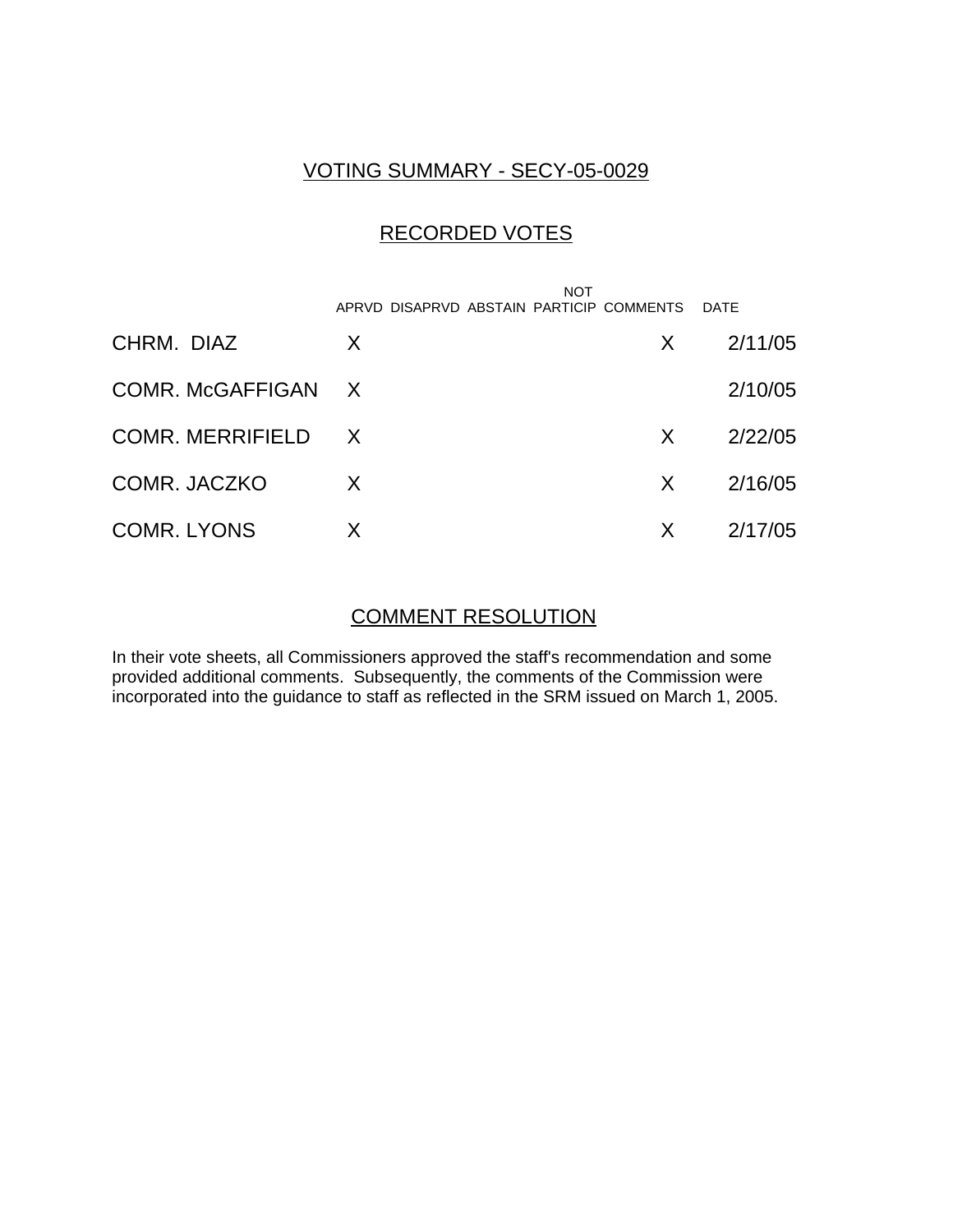## VOTING SUMMARY - SECY-05-0029

## RECORDED VOTES

| | APRVD | DISAPRVD | ABSTAIN | NOT PARTICIP | COMMENTS | DATE |
|---|---|---|---|---|---|---|
| CHRM. DIAZ | X | | | | X | 2/11/05 |
| COMR. McGAFFIGAN | X | | | | | 2/10/05 |
| COMR. MERRIFIELD | X | | | | X | 2/22/05 |
| COMR. JACZKO | X | | | | X | 2/16/05 |
| COMR. LYONS | X | | | | X | 2/17/05 |

## COMMENT RESOLUTION

In their vote sheets, all Commissioners approved the staff's recommendation and some provided additional comments. Subsequently, the comments of the Commission were incorporated into the guidance to staff as reflected in the SRM issued on March 1, 2005.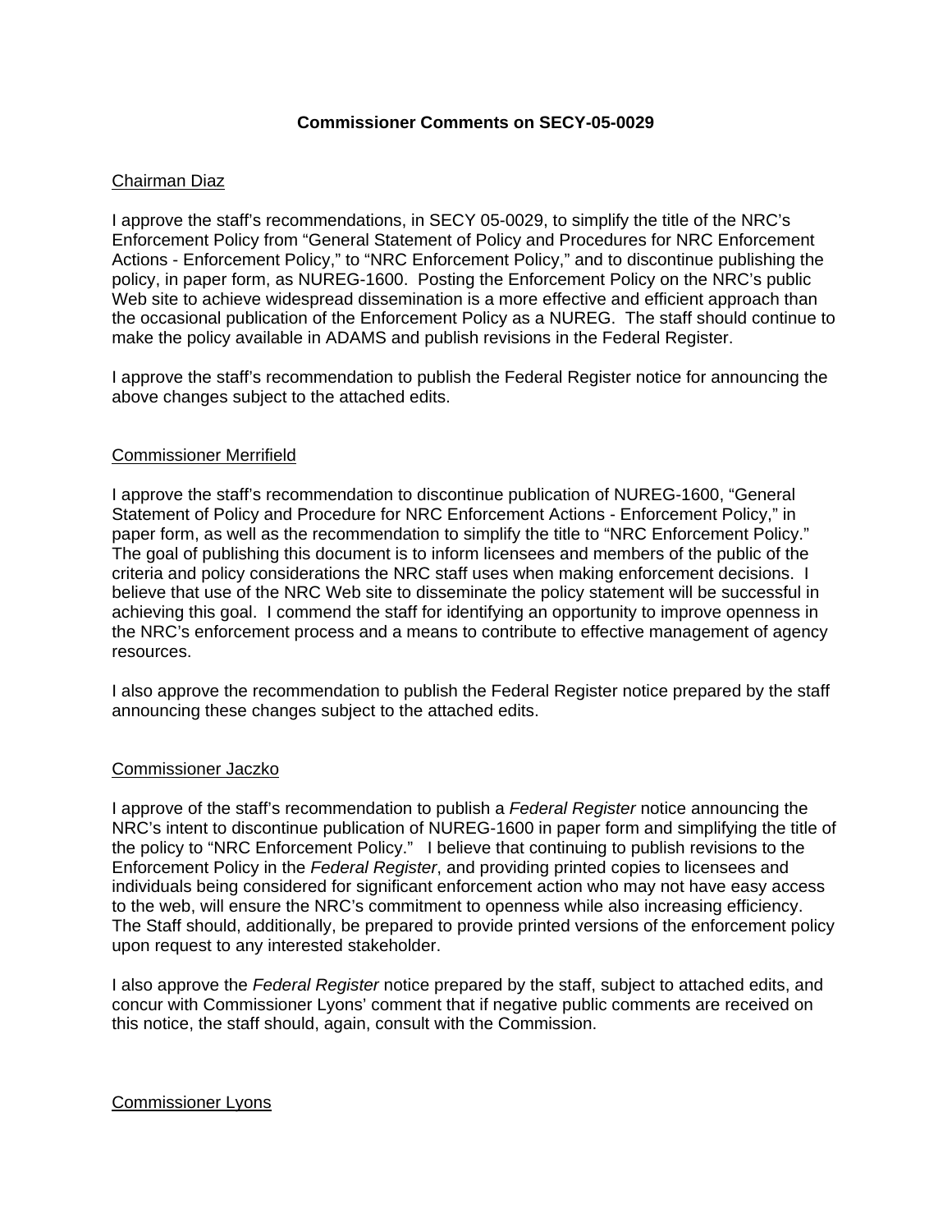**Commissioner Comments on SECY-05-0029**

Chairman Diaz

I approve the staff's recommendations, in SECY 05-0029, to simplify the title of the NRC's Enforcement Policy from "General Statement of Policy and Procedures for NRC Enforcement Actions - Enforcement Policy," to "NRC Enforcement Policy," and to discontinue publishing the policy, in paper form, as NUREG-1600. Posting the Enforcement Policy on the NRC's public Web site to achieve widespread dissemination is a more effective and efficient approach than the occasional publication of the Enforcement Policy as a NUREG. The staff should continue to make the policy available in ADAMS and publish revisions in the Federal Register.

I approve the staff's recommendation to publish the Federal Register notice for announcing the above changes subject to the attached edits.

Commissioner Merrifield

I approve the staff's recommendation to discontinue publication of NUREG-1600, "General Statement of Policy and Procedure for NRC Enforcement Actions - Enforcement Policy," in paper form, as well as the recommendation to simplify the title to "NRC Enforcement Policy." The goal of publishing this document is to inform licensees and members of the public of the criteria and policy considerations the NRC staff uses when making enforcement decisions. I believe that use of the NRC Web site to disseminate the policy statement will be successful in achieving this goal. I commend the staff for identifying an opportunity to improve openness in the NRC's enforcement process and a means to contribute to effective management of agency resources.

I also approve the recommendation to publish the Federal Register notice prepared by the staff announcing these changes subject to the attached edits.

Commissioner Jaczko

I approve of the staff's recommendation to publish a *Federal Register* notice announcing the NRC's intent to discontinue publication of NUREG-1600 in paper form and simplifying the title of the policy to "NRC Enforcement Policy." I believe that continuing to publish revisions to the Enforcement Policy in the *Federal Register*, and providing printed copies to licensees and individuals being considered for significant enforcement action who may not have easy access to the web, will ensure the NRC's commitment to openness while also increasing efficiency. The Staff should, additionally, be prepared to provide printed versions of the enforcement policy upon request to any interested stakeholder.

I also approve the *Federal Register* notice prepared by the staff, subject to attached edits, and concur with Commissioner Lyons' comment that if negative public comments are received on this notice, the staff should, again, consult with the Commission.

Commissioner Lyons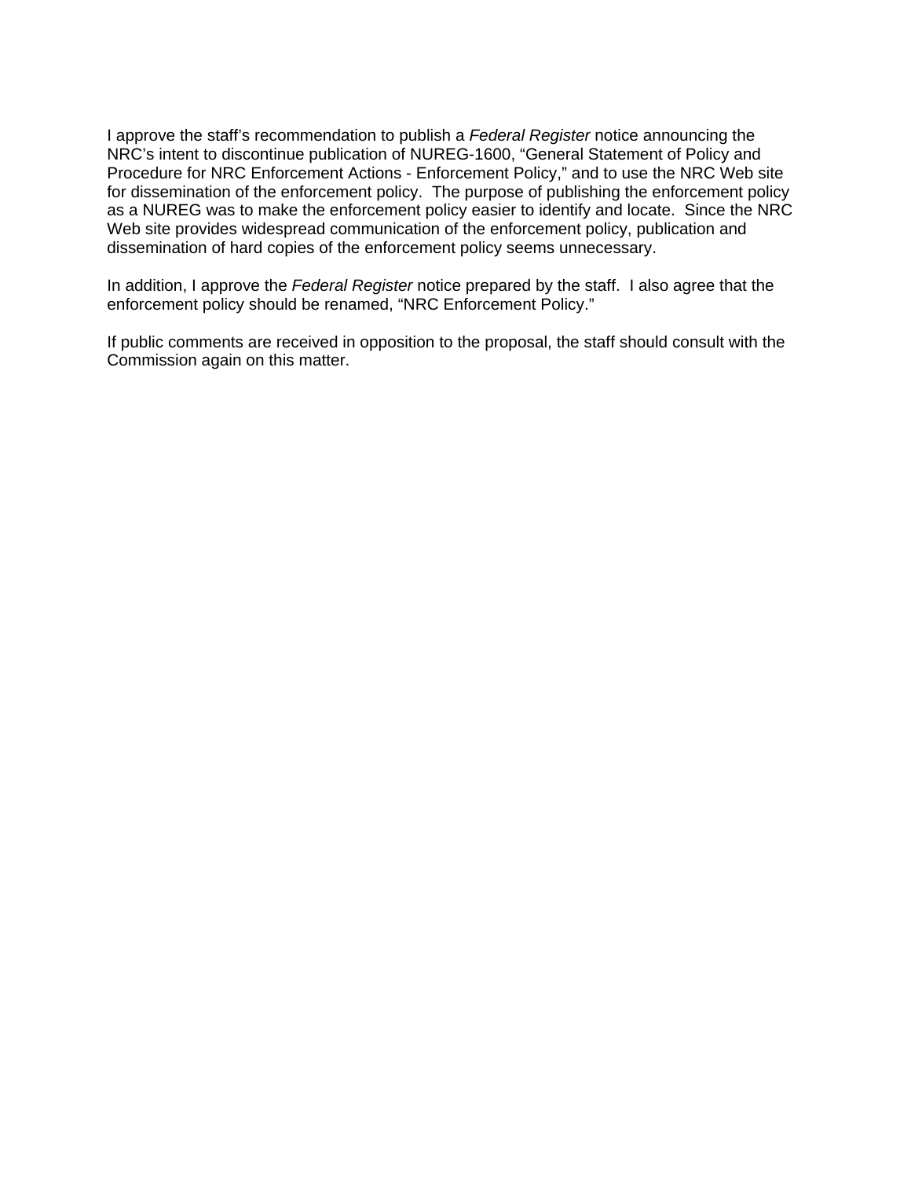I approve the staff's recommendation to publish a *Federal Register* notice announcing the NRC's intent to discontinue publication of NUREG-1600, "General Statement of Policy and Procedure for NRC Enforcement Actions - Enforcement Policy," and to use the NRC Web site for dissemination of the enforcement policy. The purpose of publishing the enforcement policy as a NUREG was to make the enforcement policy easier to identify and locate. Since the NRC Web site provides widespread communication of the enforcement policy, publication and dissemination of hard copies of the enforcement policy seems unnecessary.

In addition, I approve the *Federal Register* notice prepared by the staff. I also agree that the enforcement policy should be renamed, "NRC Enforcement Policy."

If public comments are received in opposition to the proposal, the staff should consult with the Commission again on this matter.